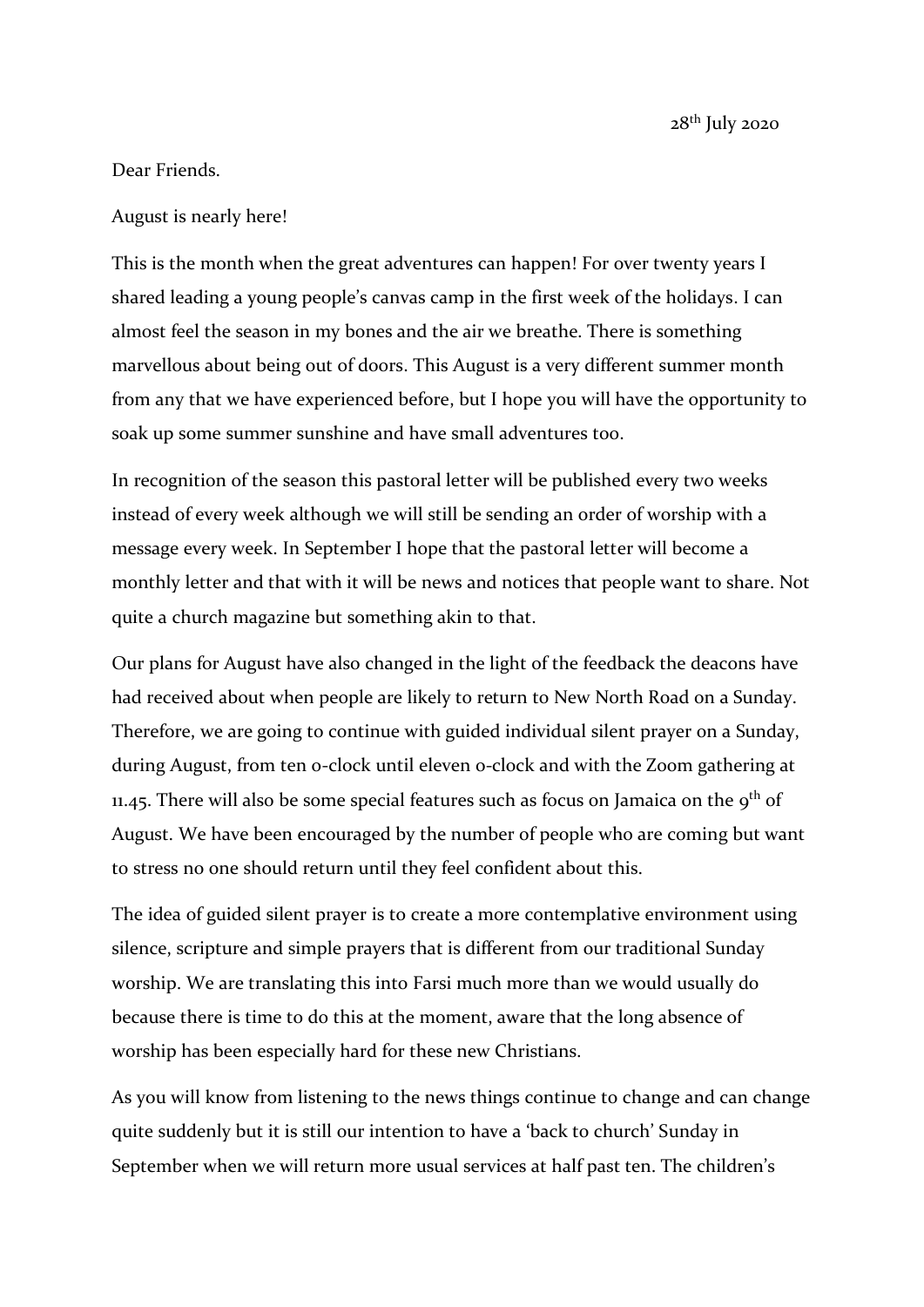28th July 2020

Dear Friends.

August is nearly here!

This is the month when the great adventures can happen! For over twenty years I shared leading a young people's canvas camp in the first week of the holidays. I can almost feel the season in my bones and the air we breathe. There is something marvellous about being out of doors. This August is a very different summer month from any that we have experienced before, but I hope you will have the opportunity to soak up some summer sunshine and have small adventures too.

In recognition of the season this pastoral letter will be published every two weeks instead of every week although we will still be sending an order of worship with a message every week. In September I hope that the pastoral letter will become a monthly letter and that with it will be news and notices that people want to share. Not quite a church magazine but something akin to that.

Our plans for August have also changed in the light of the feedback the deacons have had received about when people are likely to return to New North Road on a Sunday. Therefore, we are going to continue with guided individual silent prayer on a Sunday, during August, from ten o-clock until eleven o-clock and with the Zoom gathering at 11.45. There will also be some special features such as focus on Jamaica on the 9th of August. We have been encouraged by the number of people who are coming but want to stress no one should return until they feel confident about this.

The idea of guided silent prayer is to create a more contemplative environment using silence, scripture and simple prayers that is different from our traditional Sunday worship. We are translating this into Farsi much more than we would usually do because there is time to do this at the moment, aware that the long absence of worship has been especially hard for these new Christians.

As you will know from listening to the news things continue to change and can change quite suddenly but it is still our intention to have a 'back to church' Sunday in September when we will return more usual services at half past ten. The children's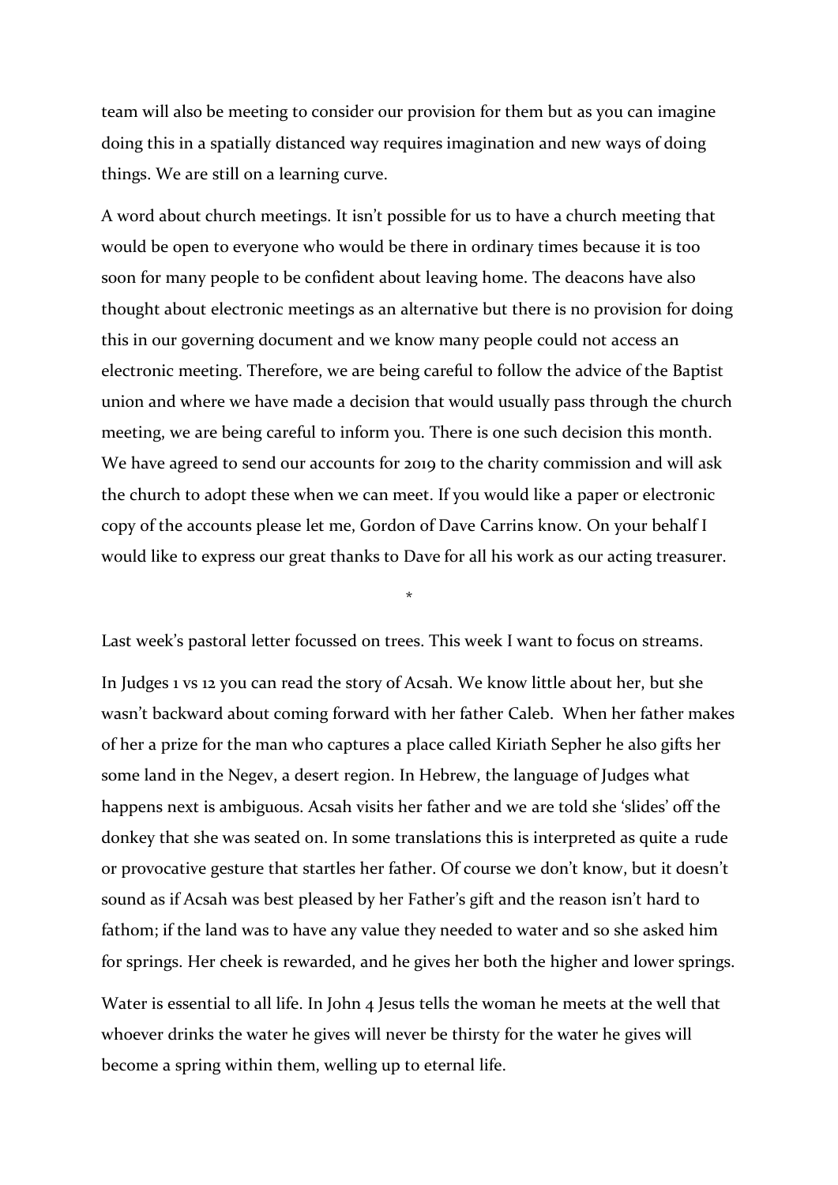team will also be meeting to consider our provision for them but as you can imagine doing this in a spatially distanced way requires imagination and new ways of doing things. We are still on a learning curve.

A word about church meetings. It isn't possible for us to have a church meeting that would be open to everyone who would be there in ordinary times because it is too soon for many people to be confident about leaving home. The deacons have also thought about electronic meetings as an alternative but there is no provision for doing this in our governing document and we know many people could not access an electronic meeting. Therefore, we are being careful to follow the advice of the Baptist union and where we have made a decision that would usually pass through the church meeting, we are being careful to inform you. There is one such decision this month. We have agreed to send our accounts for 2019 to the charity commission and will ask the church to adopt these when we can meet. If you would like a paper or electronic copy of the accounts please let me, Gordon of Dave Carrins know. On your behalf I would like to express our great thanks to Dave for all his work as our acting treasurer.

*

Last week's pastoral letter focussed on trees. This week I want to focus on streams.

In Judges 1 vs 12 you can read the story of Acsah. We know little about her, but she wasn't backward about coming forward with her father Caleb. When her father makes of her a prize for the man who captures a place called Kiriath Sepher he also gifts her some land in the Negev, a desert region. In Hebrew, the language of Judges what happens next is ambiguous. Acsah visits her father and we are told she 'slides' off the donkey that she was seated on. In some translations this is interpreted as quite a rude or provocative gesture that startles her father. Of course we don't know, but it doesn't sound as if Acsah was best pleased by her Father's gift and the reason isn't hard to fathom; if the land was to have any value they needed to water and so she asked him for springs. Her cheek is rewarded, and he gives her both the higher and lower springs.

Water is essential to all life. In John 4 Jesus tells the woman he meets at the well that whoever drinks the water he gives will never be thirsty for the water he gives will become a spring within them, welling up to eternal life.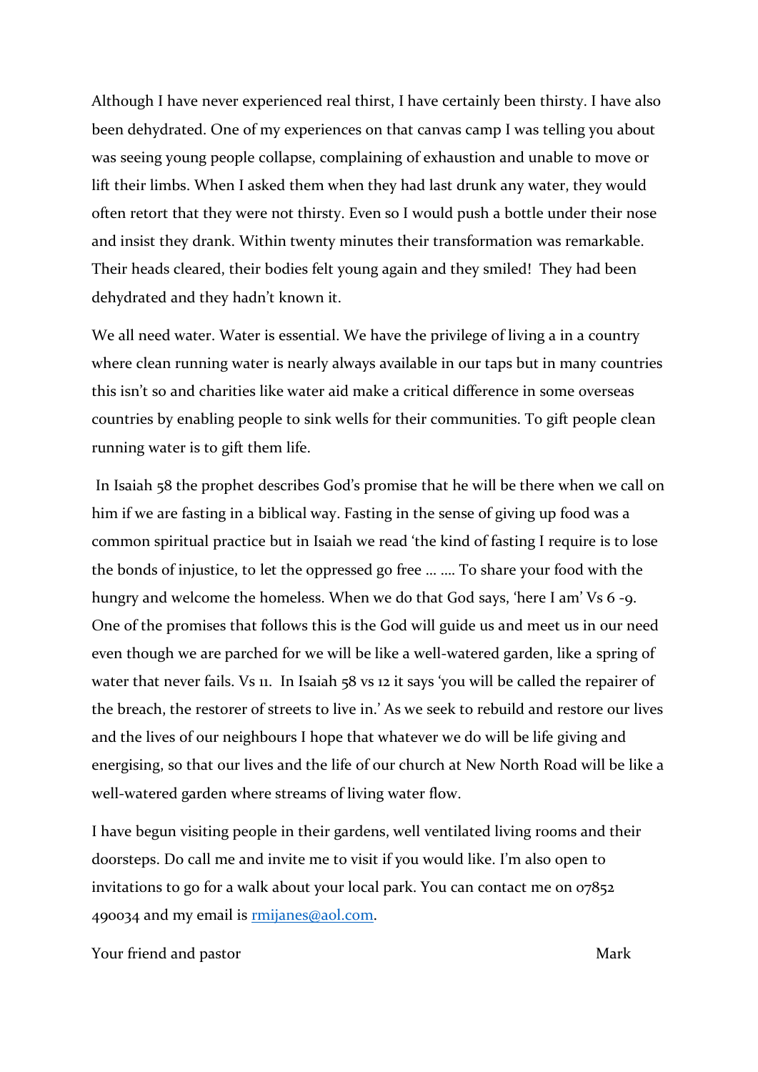Although I have never experienced real thirst, I have certainly been thirsty. I have also been dehydrated. One of my experiences on that canvas camp I was telling you about was seeing young people collapse, complaining of exhaustion and unable to move or lift their limbs. When I asked them when they had last drunk any water, they would often retort that they were not thirsty. Even so I would push a bottle under their nose and insist they drank. Within twenty minutes their transformation was remarkable. Their heads cleared, their bodies felt young again and they smiled! They had been dehydrated and they hadn't known it.

We all need water. Water is essential. We have the privilege of living a in a country where clean running water is nearly always available in our taps but in many countries this isn't so and charities like water aid make a critical difference in some overseas countries by enabling people to sink wells for their communities. To gift people clean running water is to gift them life.

In Isaiah 58 the prophet describes God's promise that he will be there when we call on him if we are fasting in a biblical way. Fasting in the sense of giving up food was a common spiritual practice but in Isaiah we read 'the kind of fasting I require is to lose the bonds of injustice, to let the oppressed go free … …. To share your food with the hungry and welcome the homeless. When we do that God says, 'here I am' Vs 6 -9. One of the promises that follows this is the God will guide us and meet us in our need even though we are parched for we will be like a well-watered garden, like a spring of water that never fails. Vs 11. In Isaiah 58 vs 12 it says 'you will be called the repairer of the breach, the restorer of streets to live in.' As we seek to rebuild and restore our lives and the lives of our neighbours I hope that whatever we do will be life giving and energising, so that our lives and the life of our church at New North Road will be like a well-watered garden where streams of living water flow.

I have begun visiting people in their gardens, well ventilated living rooms and their doorsteps. Do call me and invite me to visit if you would like. I'm also open to invitations to go for a walk about your local park. You can contact me on 07852 490034 and my email is [rmijanes@aol.com](mailto:rmijanes@aol.com).

Your friend and pastor Mark